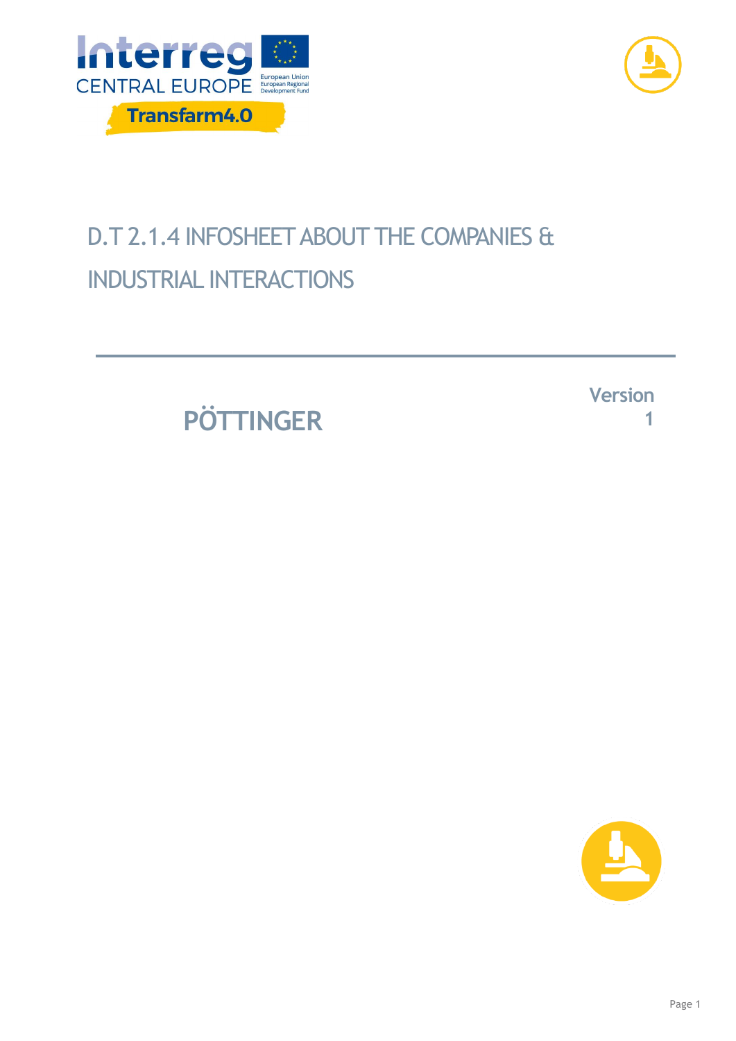Interreg CENTRAL EUROPE

European Union
European Regional Development Fund

Transfarm4.0

# D.T 2.1.4 INFOSHEET ABOUT THE COMPANIES & INDUSTRIAL INTERACTIONS

## PÖTTINGER

Version 1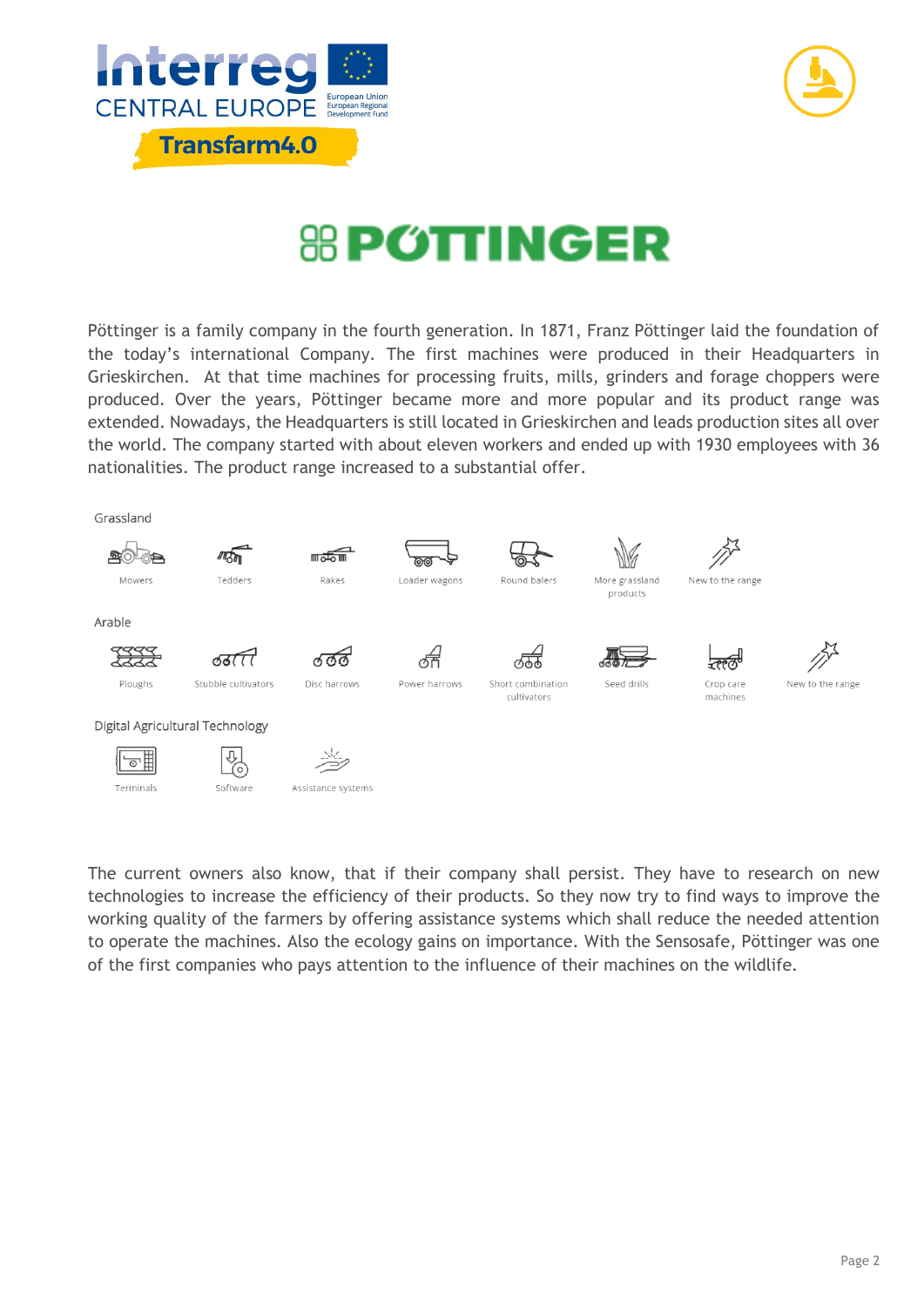# PÖTTINGER

Pöttinger is a family company in the fourth generation. In 1871, Franz Pöttinger laid the foundation of the today's international Company. The first machines were produced in their Headquarters in Grieskirchen. At that time machines for processing fruits, mills, grinders and forage choppers were produced. Over the years, Pöttinger became more and more popular and its product range was extended. Nowadays, the Headquarters is still located in Grieskirchen and leads production sites all over the world. The company started with about eleven workers and ended up with 1930 employees with 36 nationalities. The product range increased to a substantial offer.

Grassland

Mowers, Tedders, Rakes, Loader wagons, Round balers, More grassland products, New to the range

Arable

Ploughs, Stubble cultivators, Disc harrows, Power harrows, Short combination cultivators, Seed drills, Crop care machines, New to the range

Digital Agricultural Technology

Terminals, Software, Assistance systems

The current owners also know, that if their company shall persist. They have to research on new technologies to increase the efficiency of their products. So they now try to find ways to improve the working quality of the farmers by offering assistance systems which shall reduce the needed attention to operate the machines. Also the ecology gains on importance. With the Sensosafe, Pöttinger was one of the first companies who pays attention to the influence of their machines on the wildlife.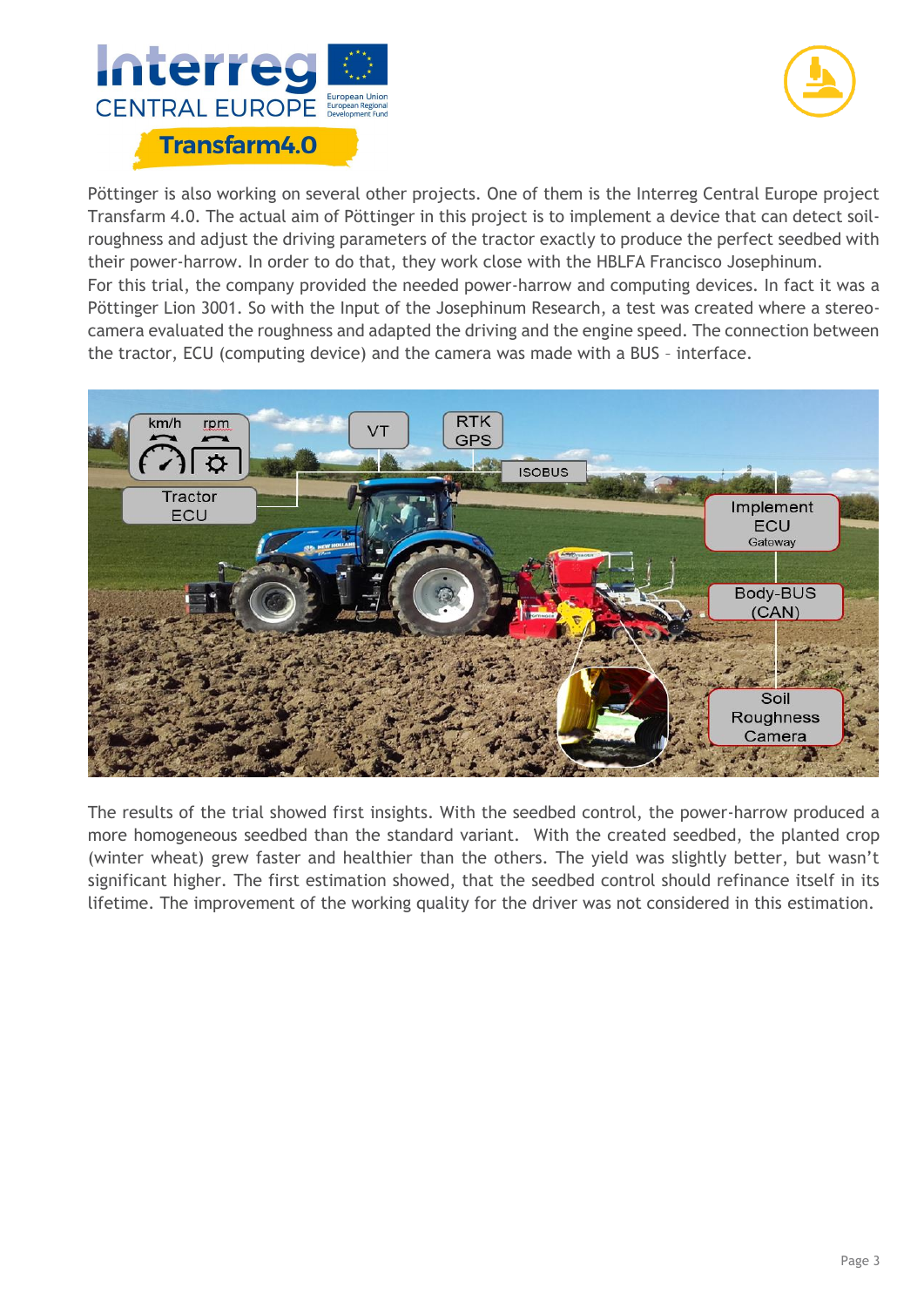Pöttinger is also working on several other projects. One of them is the Interreg Central Europe project Transfarm 4.0. The actual aim of Pöttinger in this project is to implement a device that can detect soil-roughness and adjust the driving parameters of the tractor exactly to produce the perfect seedbed with their power-harrow. In order to do that, they work close with the HBLFA Francisco Josephinum.
For this trial, the company provided the needed power-harrow and computing devices. In fact it was a Pöttinger Lion 3001. So with the Input of the Josephinum Research, a test was created where a stereo-camera evaluated the roughness and adapted the driving and the engine speed. The connection between the tractor, ECU (computing device) and the camera was made with a BUS – interface.

km/h
rpm
Tractor ECU
VT
RTK GPS
ISOBUS
Implement ECU
Gateway
Body-BUS (CAN)
Soil Roughness Camera

The results of the trial showed first insights. With the seedbed control, the power-harrow produced a more homogeneous seedbed than the standard variant. With the created seedbed, the planted crop (winter wheat) grew faster and healthier than the others. The yield was slightly better, but wasn't significant higher. The first estimation showed, that the seedbed control should refinance itself in its lifetime. The improvement of the working quality for the driver was not considered in this estimation.